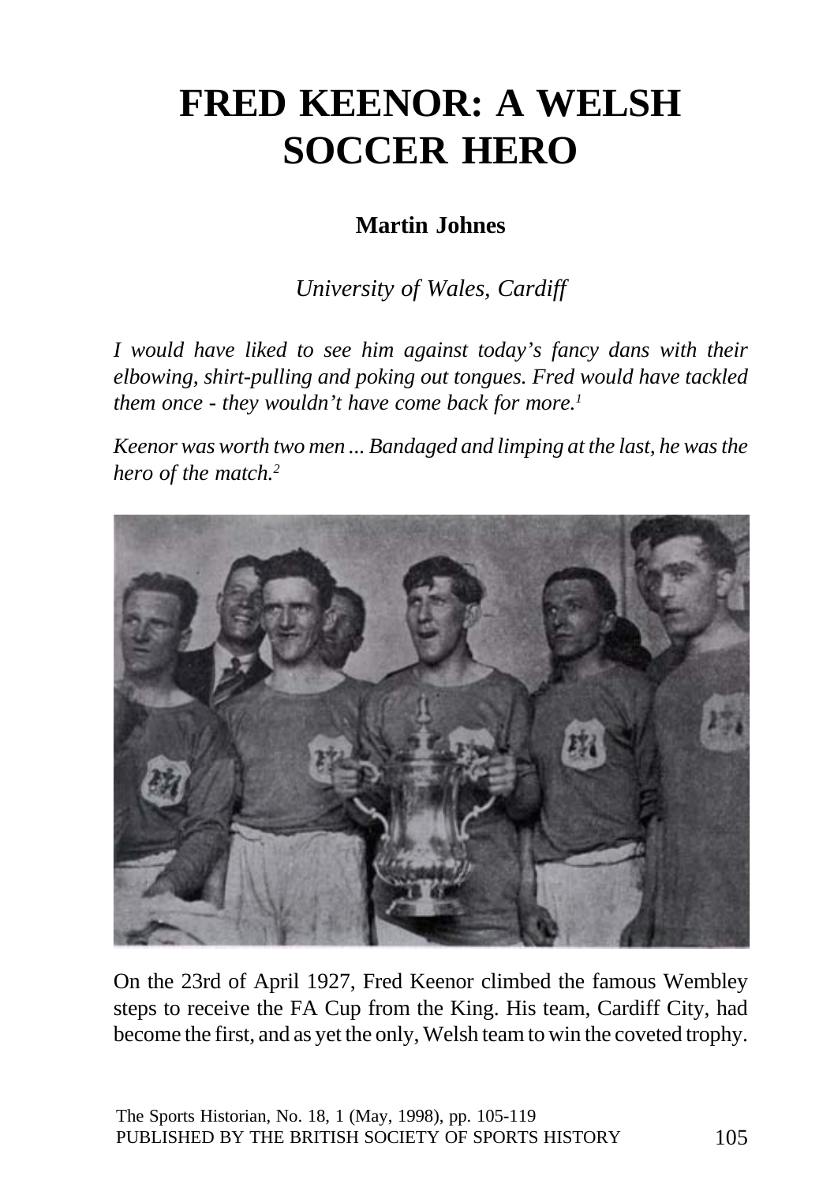# FRED KEENOR: A WELSH SOCCER HERO

**Martin Johnes**

*University of Wales, Cardiff*

*I would have liked to see him against today's fancy dans with their elbowing, shirt-pulling and poking out tongues. Fred would have tackled them once - they wouldn't have come back for more.*[1]

*Keenor was worth two men ... Bandaged and limping at the last, he was the hero of the match.*[2]

On the 23rd of April 1927, Fred Keenor climbed the famous Wembley steps to receive the FA Cup from the King. His team, Cardiff City, had become the first, and as yet the only, Welsh team to win the coveted trophy.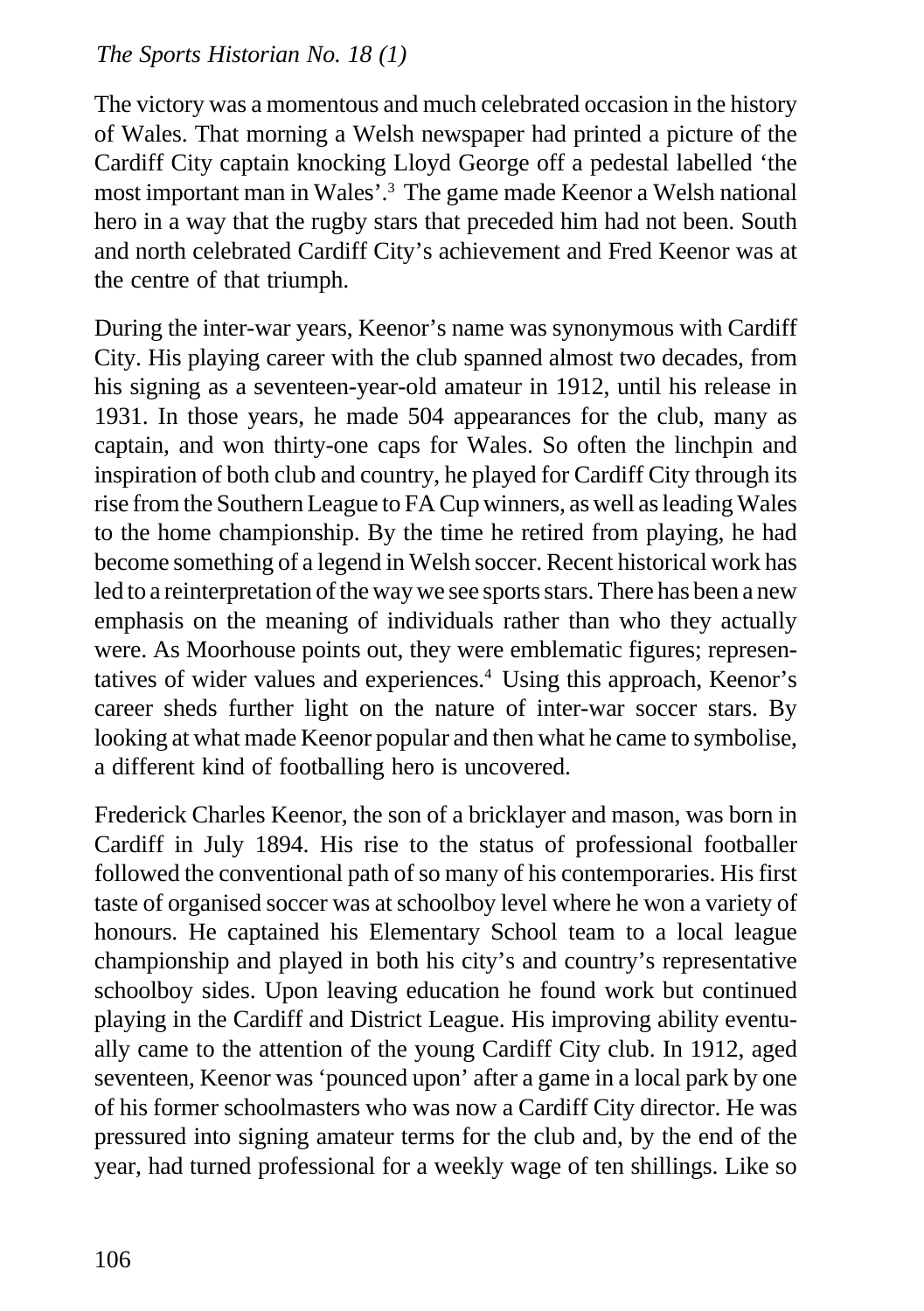The victory was a momentous and much celebrated occasion in the history of Wales. That morning a Welsh newspaper had printed a picture of the Cardiff City captain knocking Lloyd George off a pedestal labelled 'the most important man in Wales'.[3] The game made Keenor a Welsh national hero in a way that the rugby stars that preceded him had not been. South and north celebrated Cardiff City's achievement and Fred Keenor was at the centre of that triumph.

During the inter-war years, Keenor's name was synonymous with Cardiff City. His playing career with the club spanned almost two decades, from his signing as a seventeen-year-old amateur in 1912, until his release in 1931. In those years, he made 504 appearances for the club, many as captain, and won thirty-one caps for Wales. So often the linchpin and inspiration of both club and country, he played for Cardiff City through its rise from the Southern League to FA Cup winners, as well as leading Wales to the home championship. By the time he retired from playing, he had become something of a legend in Welsh soccer. Recent historical work has led to a reinterpretation of the way we see sports stars. There has been a new emphasis on the meaning of individuals rather than who they actually were. As Moorhouse points out, they were emblematic figures; representatives of wider values and experiences.[4] Using this approach, Keenor's career sheds further light on the nature of inter-war soccer stars. By looking at what made Keenor popular and then what he came to symbolise, a different kind of footballing hero is uncovered.

Frederick Charles Keenor, the son of a bricklayer and mason, was born in Cardiff in July 1894. His rise to the status of professional footballer followed the conventional path of so many of his contemporaries. His first taste of organised soccer was at schoolboy level where he won a variety of honours. He captained his Elementary School team to a local league championship and played in both his city's and country's representative schoolboy sides. Upon leaving education he found work but continued playing in the Cardiff and District League. His improving ability eventually came to the attention of the young Cardiff City club. In 1912, aged seventeen, Keenor was 'pounced upon' after a game in a local park by one of his former schoolmasters who was now a Cardiff City director. He was pressured into signing amateur terms for the club and, by the end of the year, had turned professional for a weekly wage of ten shillings. Like so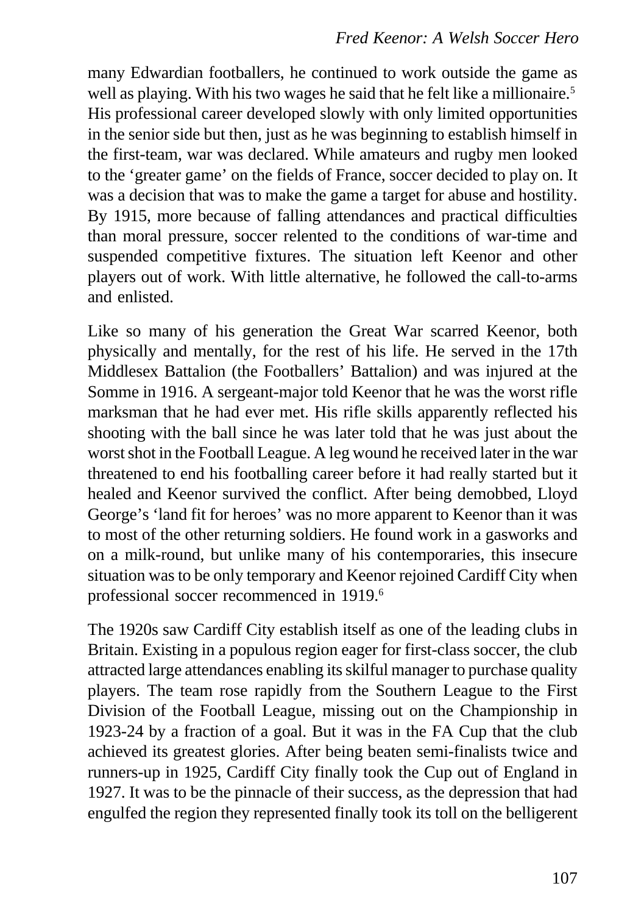many Edwardian footballers, he continued to work outside the game as well as playing. With his two wages he said that he felt like a millionaire.[5] His professional career developed slowly with only limited opportunities in the senior side but then, just as he was beginning to establish himself in the first-team, war was declared. While amateurs and rugby men looked to the 'greater game' on the fields of France, soccer decided to play on. It was a decision that was to make the game a target for abuse and hostility. By 1915, more because of falling attendances and practical difficulties than moral pressure, soccer relented to the conditions of war-time and suspended competitive fixtures. The situation left Keenor and other players out of work. With little alternative, he followed the call-to-arms and enlisted.

Like so many of his generation the Great War scarred Keenor, both physically and mentally, for the rest of his life. He served in the 17th Middlesex Battalion (the Footballers' Battalion) and was injured at the Somme in 1916. A sergeant-major told Keenor that he was the worst rifle marksman that he had ever met. His rifle skills apparently reflected his shooting with the ball since he was later told that he was just about the worst shot in the Football League. A leg wound he received later in the war threatened to end his footballing career before it had really started but it healed and Keenor survived the conflict. After being demobbed, Lloyd George's 'land fit for heroes' was no more apparent to Keenor than it was to most of the other returning soldiers. He found work in a gasworks and on a milk-round, but unlike many of his contemporaries, this insecure situation was to be only temporary and Keenor rejoined Cardiff City when professional soccer recommenced in 1919.[6]

The 1920s saw Cardiff City establish itself as one of the leading clubs in Britain. Existing in a populous region eager for first-class soccer, the club attracted large attendances enabling its skilful manager to purchase quality players. The team rose rapidly from the Southern League to the First Division of the Football League, missing out on the Championship in 1923-24 by a fraction of a goal. But it was in the FA Cup that the club achieved its greatest glories. After being beaten semi-finalists twice and runners-up in 1925, Cardiff City finally took the Cup out of England in 1927. It was to be the pinnacle of their success, as the depression that had engulfed the region they represented finally took its toll on the belligerent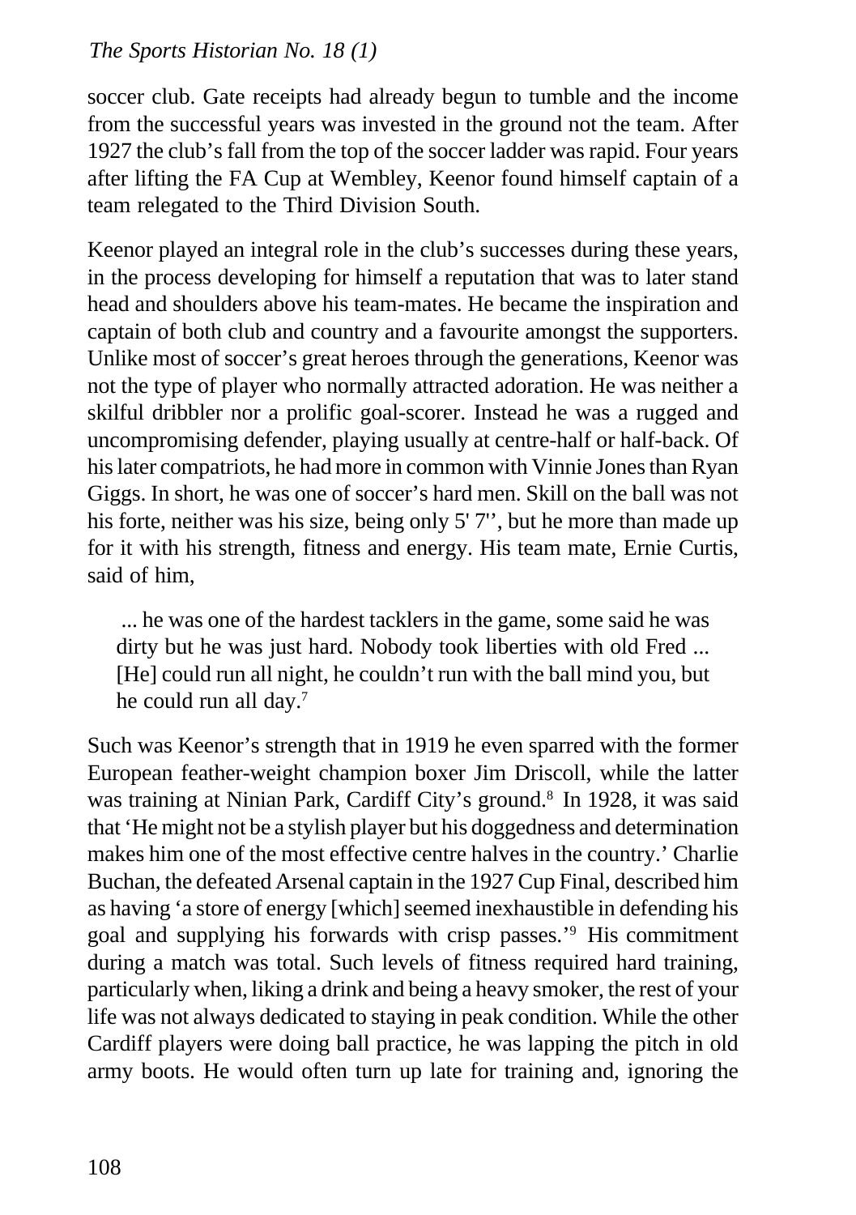soccer club. Gate receipts had already begun to tumble and the income from the successful years was invested in the ground not the team. After 1927 the club's fall from the top of the soccer ladder was rapid. Four years after lifting the FA Cup at Wembley, Keenor found himself captain of a team relegated to the Third Division South.

Keenor played an integral role in the club's successes during these years, in the process developing for himself a reputation that was to later stand head and shoulders above his team-mates. He became the inspiration and captain of both club and country and a favourite amongst the supporters. Unlike most of soccer's great heroes through the generations, Keenor was not the type of player who normally attracted adoration. He was neither a skilful dribbler nor a prolific goal-scorer. Instead he was a rugged and uncompromising defender, playing usually at centre-half or half-back. Of his later compatriots, he had more in common with Vinnie Jones than Ryan Giggs. In short, he was one of soccer's hard men. Skill on the ball was not his forte, neither was his size, being only 5' 7'', but he more than made up for it with his strength, fitness and energy. His team mate, Ernie Curtis, said of him,

> ... he was one of the hardest tacklers in the game, some said he was dirty but he was just hard. Nobody took liberties with old Fred ... [He] could run all night, he couldn't run with the ball mind you, but he could run all day.[7]

Such was Keenor's strength that in 1919 he even sparred with the former European feather-weight champion boxer Jim Driscoll, while the latter was training at Ninian Park, Cardiff City's ground.[8] In 1928, it was said that 'He might not be a stylish player but his doggedness and determination makes him one of the most effective centre halves in the country.' Charlie Buchan, the defeated Arsenal captain in the 1927 Cup Final, described him as having 'a store of energy [which] seemed inexhaustible in defending his goal and supplying his forwards with crisp passes.'[9] His commitment during a match was total. Such levels of fitness required hard training, particularly when, liking a drink and being a heavy smoker, the rest of your life was not always dedicated to staying in peak condition. While the other Cardiff players were doing ball practice, he was lapping the pitch in old army boots. He would often turn up late for training and, ignoring the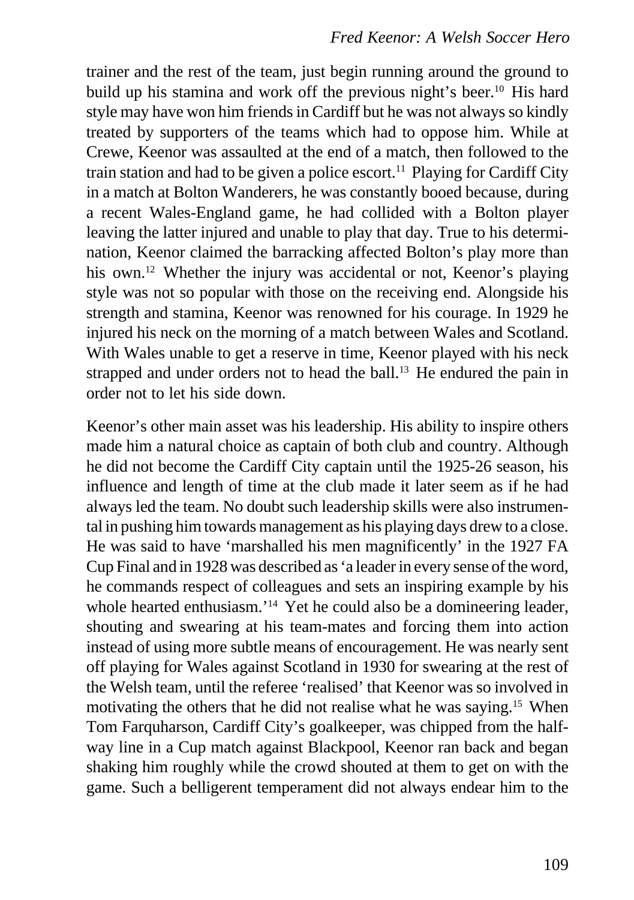trainer and the rest of the team, just begin running around the ground to build up his stamina and work off the previous night's beer.[10] His hard style may have won him friends in Cardiff but he was not always so kindly treated by supporters of the teams which had to oppose him. While at Crewe, Keenor was assaulted at the end of a match, then followed to the train station and had to be given a police escort.[11] Playing for Cardiff City in a match at Bolton Wanderers, he was constantly booed because, during a recent Wales-England game, he had collided with a Bolton player leaving the latter injured and unable to play that day. True to his determination, Keenor claimed the barracking affected Bolton's play more than his own.[12] Whether the injury was accidental or not, Keenor's playing style was not so popular with those on the receiving end. Alongside his strength and stamina, Keenor was renowned for his courage. In 1929 he injured his neck on the morning of a match between Wales and Scotland. With Wales unable to get a reserve in time, Keenor played with his neck strapped and under orders not to head the ball.[13] He endured the pain in order not to let his side down.

Keenor's other main asset was his leadership. His ability to inspire others made him a natural choice as captain of both club and country. Although he did not become the Cardiff City captain until the 1925-26 season, his influence and length of time at the club made it later seem as if he had always led the team. No doubt such leadership skills were also instrumental in pushing him towards management as his playing days drew to a close. He was said to have 'marshalled his men magnificently' in the 1927 FA Cup Final and in 1928 was described as 'a leader in every sense of the word, he commands respect of colleagues and sets an inspiring example by his whole hearted enthusiasm.'[14] Yet he could also be a domineering leader, shouting and swearing at his team-mates and forcing them into action instead of using more subtle means of encouragement. He was nearly sent off playing for Wales against Scotland in 1930 for swearing at the rest of the Welsh team, until the referee 'realised' that Keenor was so involved in motivating the others that he did not realise what he was saying.[15] When Tom Farquharson, Cardiff City's goalkeeper, was chipped from the half-way line in a Cup match against Blackpool, Keenor ran back and began shaking him roughly while the crowd shouted at them to get on with the game. Such a belligerent temperament did not always endear him to the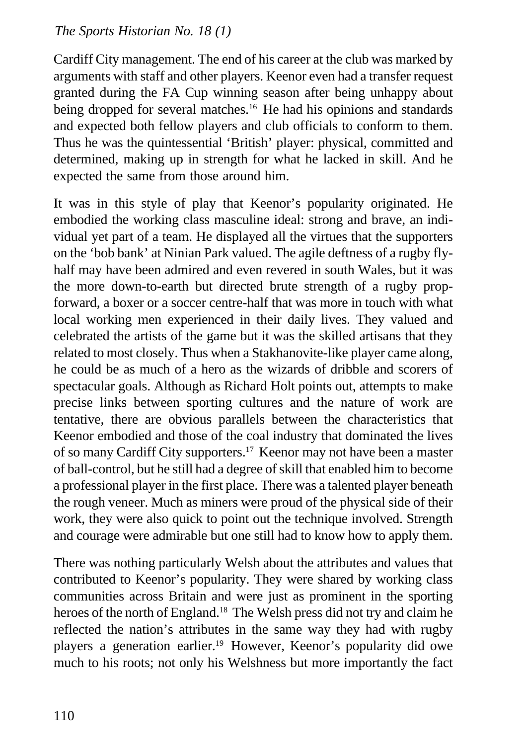Cardiff City management. The end of his career at the club was marked by arguments with staff and other players. Keenor even had a transfer request granted during the FA Cup winning season after being unhappy about being dropped for several matches.[16] He had his opinions and standards and expected both fellow players and club officials to conform to them. Thus he was the quintessential 'British' player: physical, committed and determined, making up in strength for what he lacked in skill. And he expected the same from those around him.

It was in this style of play that Keenor's popularity originated. He embodied the working class masculine ideal: strong and brave, an individual yet part of a team. He displayed all the virtues that the supporters on the 'bob bank' at Ninian Park valued. The agile deftness of a rugby fly-half may have been admired and even revered in south Wales, but it was the more down-to-earth but directed brute strength of a rugby prop-forward, a boxer or a soccer centre-half that was more in touch with what local working men experienced in their daily lives. They valued and celebrated the artists of the game but it was the skilled artisans that they related to most closely. Thus when a Stakhanovite-like player came along, he could be as much of a hero as the wizards of dribble and scorers of spectacular goals. Although as Richard Holt points out, attempts to make precise links between sporting cultures and the nature of work are tentative, there are obvious parallels between the characteristics that Keenor embodied and those of the coal industry that dominated the lives of so many Cardiff City supporters.[17] Keenor may not have been a master of ball-control, but he still had a degree of skill that enabled him to become a professional player in the first place. There was a talented player beneath the rough veneer. Much as miners were proud of the physical side of their work, they were also quick to point out the technique involved. Strength and courage were admirable but one still had to know how to apply them.

There was nothing particularly Welsh about the attributes and values that contributed to Keenor's popularity. They were shared by working class communities across Britain and were just as prominent in the sporting heroes of the north of England.[18] The Welsh press did not try and claim he reflected the nation's attributes in the same way they had with rugby players a generation earlier.[19] However, Keenor's popularity did owe much to his roots; not only his Welshness but more importantly the fact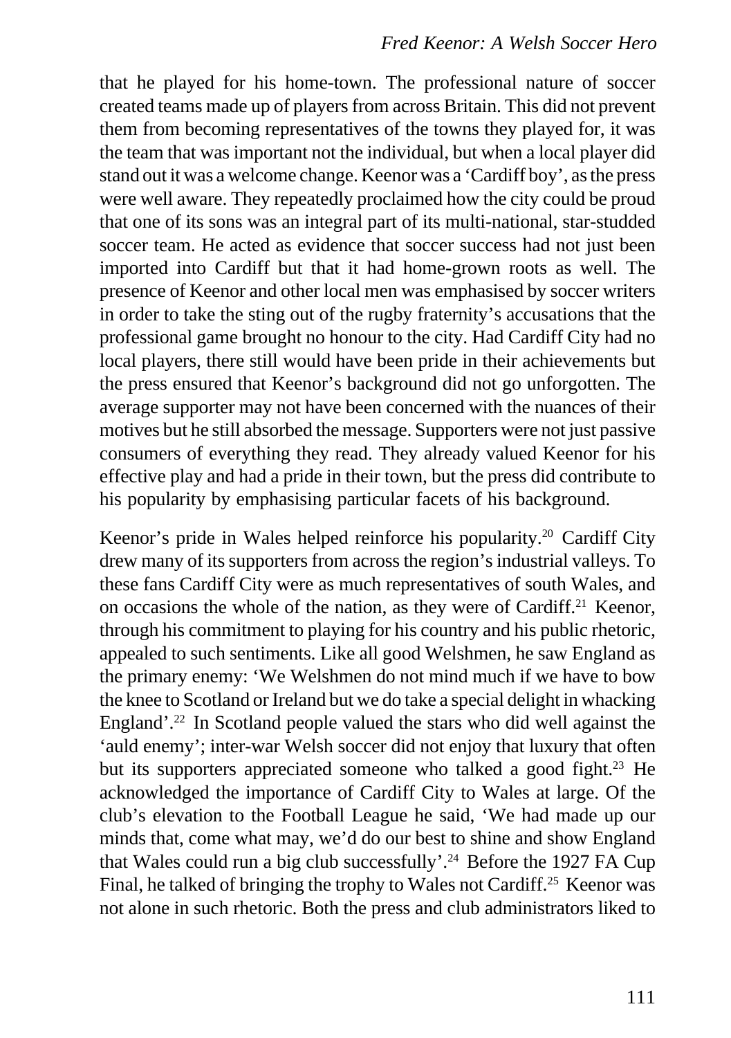that he played for his home-town. The professional nature of soccer created teams made up of players from across Britain. This did not prevent them from becoming representatives of the towns they played for, it was the team that was important not the individual, but when a local player did stand out it was a welcome change. Keenor was a 'Cardiff boy', as the press were well aware. They repeatedly proclaimed how the city could be proud that one of its sons was an integral part of its multi-national, star-studded soccer team. He acted as evidence that soccer success had not just been imported into Cardiff but that it had home-grown roots as well. The presence of Keenor and other local men was emphasised by soccer writers in order to take the sting out of the rugby fraternity's accusations that the professional game brought no honour to the city. Had Cardiff City had no local players, there still would have been pride in their achievements but the press ensured that Keenor's background did not go unforgotten. The average supporter may not have been concerned with the nuances of their motives but he still absorbed the message. Supporters were not just passive consumers of everything they read. They already valued Keenor for his effective play and had a pride in their town, but the press did contribute to his popularity by emphasising particular facets of his background.

Keenor's pride in Wales helped reinforce his popularity.[20] Cardiff City drew many of its supporters from across the region's industrial valleys. To these fans Cardiff City were as much representatives of south Wales, and on occasions the whole of the nation, as they were of Cardiff.[21] Keenor, through his commitment to playing for his country and his public rhetoric, appealed to such sentiments. Like all good Welshmen, he saw England as the primary enemy: 'We Welshmen do not mind much if we have to bow the knee to Scotland or Ireland but we do take a special delight in whacking England'.[22] In Scotland people valued the stars who did well against the 'auld enemy'; inter-war Welsh soccer did not enjoy that luxury that often but its supporters appreciated someone who talked a good fight.[23] He acknowledged the importance of Cardiff City to Wales at large. Of the club's elevation to the Football League he said, 'We had made up our minds that, come what may, we'd do our best to shine and show England that Wales could run a big club successfully'.[24] Before the 1927 FA Cup Final, he talked of bringing the trophy to Wales not Cardiff.[25] Keenor was not alone in such rhetoric. Both the press and club administrators liked to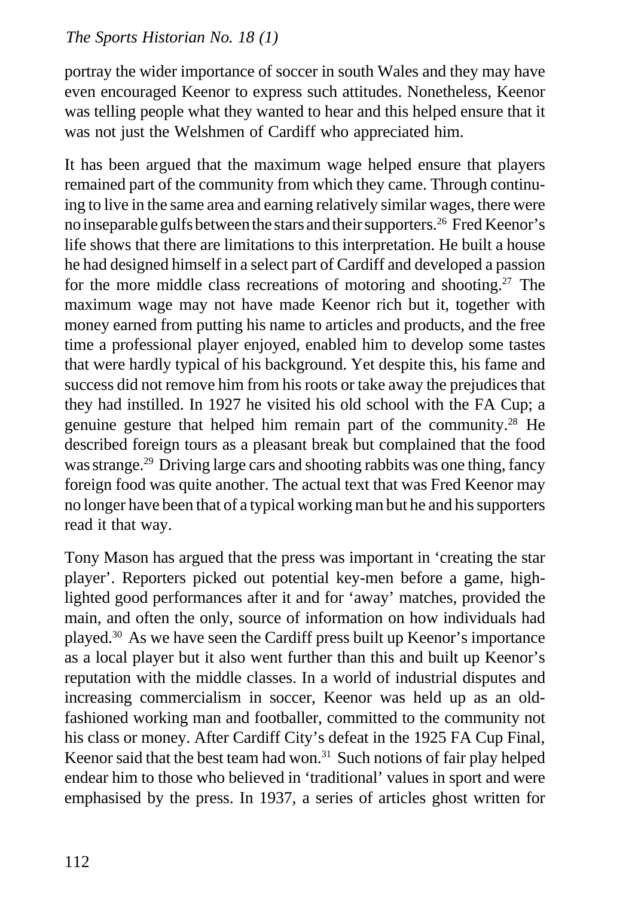portray the wider importance of soccer in south Wales and they may have even encouraged Keenor to express such attitudes. Nonetheless, Keenor was telling people what they wanted to hear and this helped ensure that it was not just the Welshmen of Cardiff who appreciated him.

It has been argued that the maximum wage helped ensure that players remained part of the community from which they came. Through continuing to live in the same area and earning relatively similar wages, there were no inseparable gulfs between the stars and their supporters.[26] Fred Keenor's life shows that there are limitations to this interpretation. He built a house he had designed himself in a select part of Cardiff and developed a passion for the more middle class recreations of motoring and shooting.[27] The maximum wage may not have made Keenor rich but it, together with money earned from putting his name to articles and products, and the free time a professional player enjoyed, enabled him to develop some tastes that were hardly typical of his background. Yet despite this, his fame and success did not remove him from his roots or take away the prejudices that they had instilled. In 1927 he visited his old school with the FA Cup; a genuine gesture that helped him remain part of the community.[28] He described foreign tours as a pleasant break but complained that the food was strange.[29] Driving large cars and shooting rabbits was one thing, fancy foreign food was quite another. The actual text that was Fred Keenor may no longer have been that of a typical working man but he and his supporters read it that way.

Tony Mason has argued that the press was important in 'creating the star player'. Reporters picked out potential key-men before a game, highlighted good performances after it and for 'away' matches, provided the main, and often the only, source of information on how individuals had played.[30] As we have seen the Cardiff press built up Keenor's importance as a local player but it also went further than this and built up Keenor's reputation with the middle classes. In a world of industrial disputes and increasing commercialism in soccer, Keenor was held up as an old-fashioned working man and footballer, committed to the community not his class or money. After Cardiff City's defeat in the 1925 FA Cup Final, Keenor said that the best team had won.[31] Such notions of fair play helped endear him to those who believed in 'traditional' values in sport and were emphasised by the press. In 1937, a series of articles ghost written for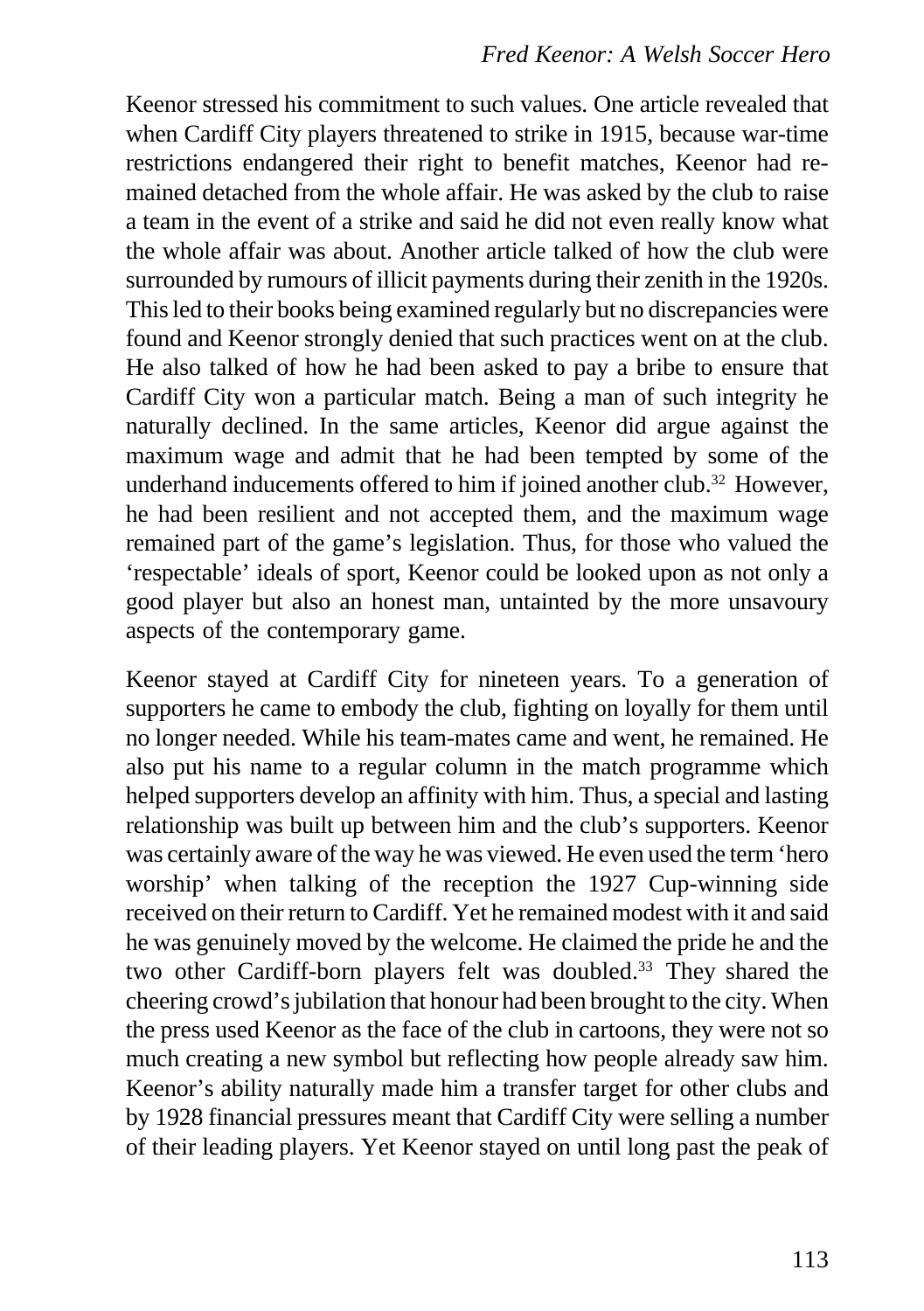Keenor stressed his commitment to such values. One article revealed that when Cardiff City players threatened to strike in 1915, because war-time restrictions endangered their right to benefit matches, Keenor had remained detached from the whole affair. He was asked by the club to raise a team in the event of a strike and said he did not even really know what the whole affair was about. Another article talked of how the club were surrounded by rumours of illicit payments during their zenith in the 1920s. This led to their books being examined regularly but no discrepancies were found and Keenor strongly denied that such practices went on at the club. He also talked of how he had been asked to pay a bribe to ensure that Cardiff City won a particular match. Being a man of such integrity he naturally declined. In the same articles, Keenor did argue against the maximum wage and admit that he had been tempted by some of the underhand inducements offered to him if joined another club.[32] However, he had been resilient and not accepted them, and the maximum wage remained part of the game's legislation. Thus, for those who valued the 'respectable' ideals of sport, Keenor could be looked upon as not only a good player but also an honest man, untainted by the more unsavoury aspects of the contemporary game.

Keenor stayed at Cardiff City for nineteen years. To a generation of supporters he came to embody the club, fighting on loyally for them until no longer needed. While his team-mates came and went, he remained. He also put his name to a regular column in the match programme which helped supporters develop an affinity with him. Thus, a special and lasting relationship was built up between him and the club's supporters. Keenor was certainly aware of the way he was viewed. He even used the term 'hero worship' when talking of the reception the 1927 Cup-winning side received on their return to Cardiff. Yet he remained modest with it and said he was genuinely moved by the welcome. He claimed the pride he and the two other Cardiff-born players felt was doubled.[33] They shared the cheering crowd's jubilation that honour had been brought to the city. When the press used Keenor as the face of the club in cartoons, they were not so much creating a new symbol but reflecting how people already saw him. Keenor's ability naturally made him a transfer target for other clubs and by 1928 financial pressures meant that Cardiff City were selling a number of their leading players. Yet Keenor stayed on until long past the peak of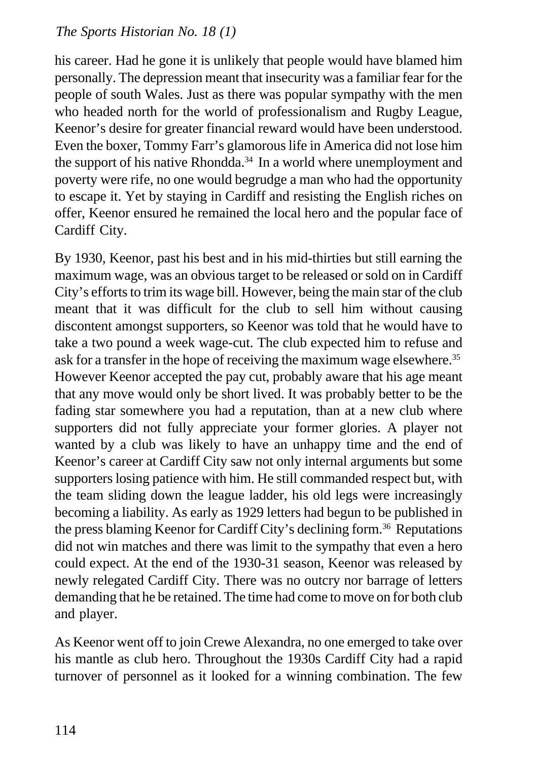his career. Had he gone it is unlikely that people would have blamed him personally. The depression meant that insecurity was a familiar fear for the people of south Wales. Just as there was popular sympathy with the men who headed north for the world of professionalism and Rugby League, Keenor's desire for greater financial reward would have been understood. Even the boxer, Tommy Farr's glamorous life in America did not lose him the support of his native Rhondda.[34] In a world where unemployment and poverty were rife, no one would begrudge a man who had the opportunity to escape it. Yet by staying in Cardiff and resisting the English riches on offer, Keenor ensured he remained the local hero and the popular face of Cardiff City.

By 1930, Keenor, past his best and in his mid-thirties but still earning the maximum wage, was an obvious target to be released or sold on in Cardiff City's efforts to trim its wage bill. However, being the main star of the club meant that it was difficult for the club to sell him without causing discontent amongst supporters, so Keenor was told that he would have to take a two pound a week wage-cut. The club expected him to refuse and ask for a transfer in the hope of receiving the maximum wage elsewhere.[35] However Keenor accepted the pay cut, probably aware that his age meant that any move would only be short lived. It was probably better to be the fading star somewhere you had a reputation, than at a new club where supporters did not fully appreciate your former glories. A player not wanted by a club was likely to have an unhappy time and the end of Keenor's career at Cardiff City saw not only internal arguments but some supporters losing patience with him. He still commanded respect but, with the team sliding down the league ladder, his old legs were increasingly becoming a liability. As early as 1929 letters had begun to be published in the press blaming Keenor for Cardiff City's declining form.[36] Reputations did not win matches and there was limit to the sympathy that even a hero could expect. At the end of the 1930-31 season, Keenor was released by newly relegated Cardiff City. There was no outcry nor barrage of letters demanding that he be retained. The time had come to move on for both club and player.

As Keenor went off to join Crewe Alexandra, no one emerged to take over his mantle as club hero. Throughout the 1930s Cardiff City had a rapid turnover of personnel as it looked for a winning combination. The few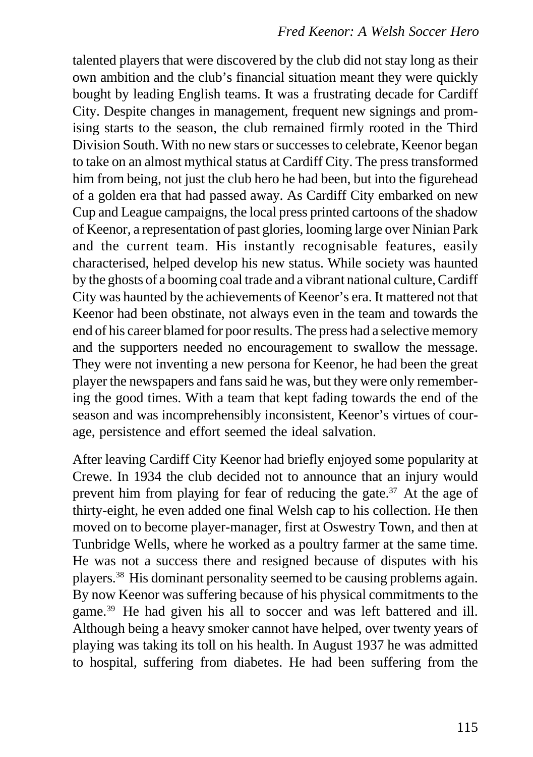talented players that were discovered by the club did not stay long as their own ambition and the club's financial situation meant they were quickly bought by leading English teams. It was a frustrating decade for Cardiff City. Despite changes in management, frequent new signings and promising starts to the season, the club remained firmly rooted in the Third Division South. With no new stars or successes to celebrate, Keenor began to take on an almost mythical status at Cardiff City. The press transformed him from being, not just the club hero he had been, but into the figurehead of a golden era that had passed away. As Cardiff City embarked on new Cup and League campaigns, the local press printed cartoons of the shadow of Keenor, a representation of past glories, looming large over Ninian Park and the current team. His instantly recognisable features, easily characterised, helped develop his new status. While society was haunted by the ghosts of a booming coal trade and a vibrant national culture, Cardiff City was haunted by the achievements of Keenor's era. It mattered not that Keenor had been obstinate, not always even in the team and towards the end of his career blamed for poor results. The press had a selective memory and the supporters needed no encouragement to swallow the message. They were not inventing a new persona for Keenor, he had been the great player the newspapers and fans said he was, but they were only remembering the good times. With a team that kept fading towards the end of the season and was incomprehensibly inconsistent, Keenor's virtues of courage, persistence and effort seemed the ideal salvation.

After leaving Cardiff City Keenor had briefly enjoyed some popularity at Crewe. In 1934 the club decided not to announce that an injury would prevent him from playing for fear of reducing the gate.[37] At the age of thirty-eight, he even added one final Welsh cap to his collection. He then moved on to become player-manager, first at Oswestry Town, and then at Tunbridge Wells, where he worked as a poultry farmer at the same time. He was not a success there and resigned because of disputes with his players.[38] His dominant personality seemed to be causing problems again. By now Keenor was suffering because of his physical commitments to the game.[39] He had given his all to soccer and was left battered and ill. Although being a heavy smoker cannot have helped, over twenty years of playing was taking its toll on his health. In August 1937 he was admitted to hospital, suffering from diabetes. He had been suffering from the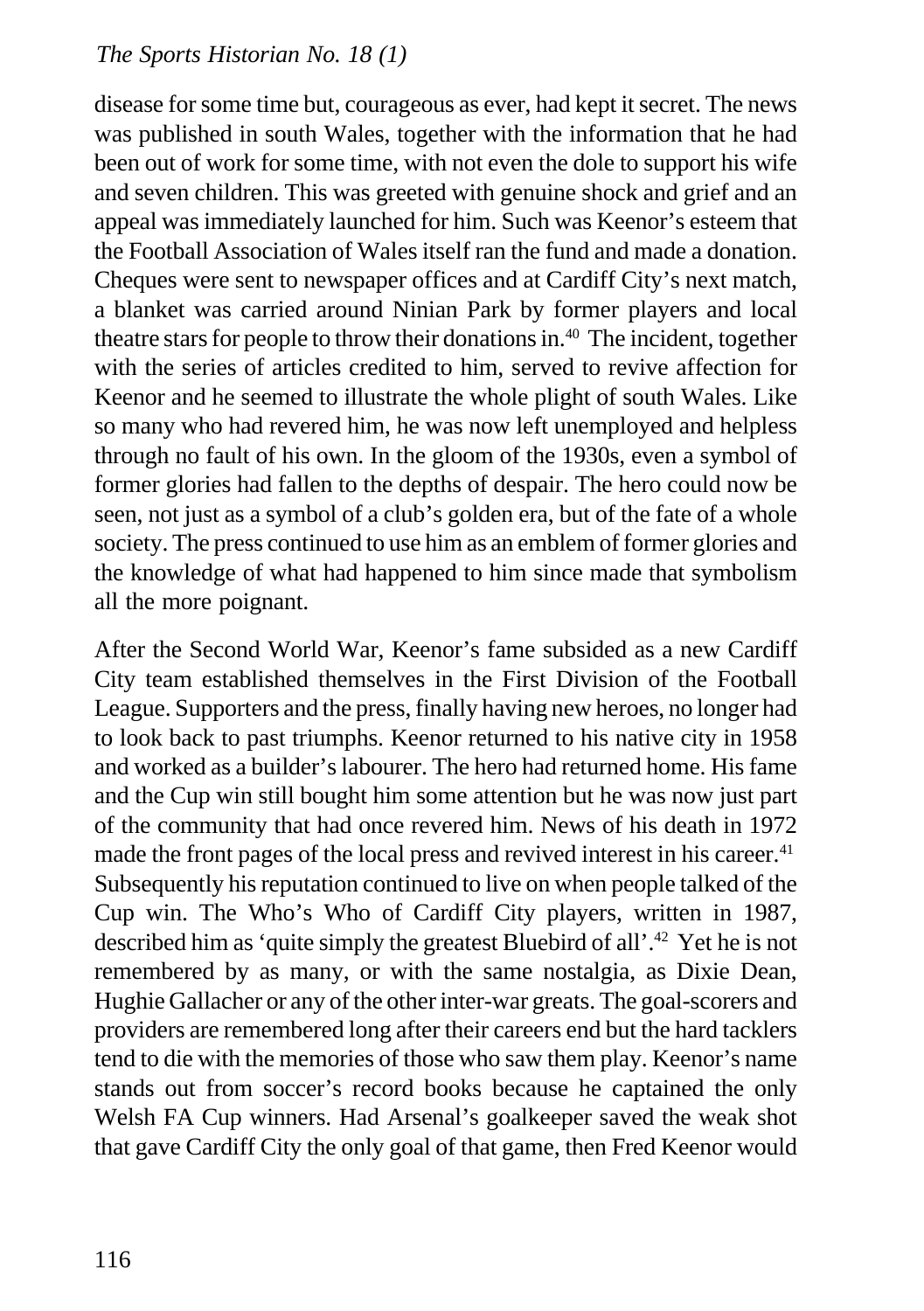disease for some time but, courageous as ever, had kept it secret. The news was published in south Wales, together with the information that he had been out of work for some time, with not even the dole to support his wife and seven children. This was greeted with genuine shock and grief and an appeal was immediately launched for him. Such was Keenor's esteem that the Football Association of Wales itself ran the fund and made a donation. Cheques were sent to newspaper offices and at Cardiff City's next match, a blanket was carried around Ninian Park by former players and local theatre stars for people to throw their donations in.[40] The incident, together with the series of articles credited to him, served to revive affection for Keenor and he seemed to illustrate the whole plight of south Wales. Like so many who had revered him, he was now left unemployed and helpless through no fault of his own. In the gloom of the 1930s, even a symbol of former glories had fallen to the depths of despair. The hero could now be seen, not just as a symbol of a club's golden era, but of the fate of a whole society. The press continued to use him as an emblem of former glories and the knowledge of what had happened to him since made that symbolism all the more poignant.

After the Second World War, Keenor's fame subsided as a new Cardiff City team established themselves in the First Division of the Football League. Supporters and the press, finally having new heroes, no longer had to look back to past triumphs. Keenor returned to his native city in 1958 and worked as a builder's labourer. The hero had returned home. His fame and the Cup win still bought him some attention but he was now just part of the community that had once revered him. News of his death in 1972 made the front pages of the local press and revived interest in his career.[41] Subsequently his reputation continued to live on when people talked of the Cup win. The Who's Who of Cardiff City players, written in 1987, described him as 'quite simply the greatest Bluebird of all'.[42] Yet he is not remembered by as many, or with the same nostalgia, as Dixie Dean, Hughie Gallacher or any of the other inter-war greats. The goal-scorers and providers are remembered long after their careers end but the hard tacklers tend to die with the memories of those who saw them play. Keenor's name stands out from soccer's record books because he captained the only Welsh FA Cup winners. Had Arsenal's goalkeeper saved the weak shot that gave Cardiff City the only goal of that game, then Fred Keenor would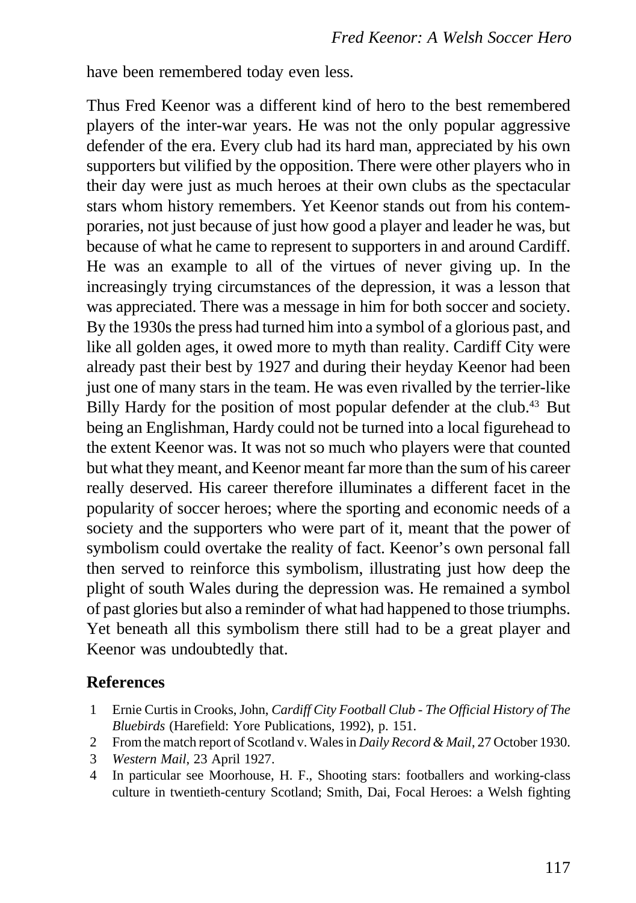have been remembered today even less.

Thus Fred Keenor was a different kind of hero to the best remembered players of the inter-war years. He was not the only popular aggressive defender of the era. Every club had its hard man, appreciated by his own supporters but vilified by the opposition. There were other players who in their day were just as much heroes at their own clubs as the spectacular stars whom history remembers. Yet Keenor stands out from his contemporaries, not just because of just how good a player and leader he was, but because of what he came to represent to supporters in and around Cardiff. He was an example to all of the virtues of never giving up. In the increasingly trying circumstances of the depression, it was a lesson that was appreciated. There was a message in him for both soccer and society. By the 1930s the press had turned him into a symbol of a glorious past, and like all golden ages, it owed more to myth than reality. Cardiff City were already past their best by 1927 and during their heyday Keenor had been just one of many stars in the team. He was even rivalled by the terrier-like Billy Hardy for the position of most popular defender at the club.[43] But being an Englishman, Hardy could not be turned into a local figurehead to the extent Keenor was. It was not so much who players were that counted but what they meant, and Keenor meant far more than the sum of his career really deserved. His career therefore illuminates a different facet in the popularity of soccer heroes; where the sporting and economic needs of a society and the supporters who were part of it, meant that the power of symbolism could overtake the reality of fact. Keenor's own personal fall then served to reinforce this symbolism, illustrating just how deep the plight of south Wales during the depression was. He remained a symbol of past glories but also a reminder of what had happened to those triumphs. Yet beneath all this symbolism there still had to be a great player and Keenor was undoubtedly that.

## References

1. Ernie Curtis in Crooks, John, *Cardiff City Football Club - The Official History of The Bluebirds* (Harefield: Yore Publications, 1992), p. 151.
2. From the match report of Scotland v. Wales in *Daily Record & Mail*, 27 October 1930.
3. *Western Mail*, 23 April 1927.
4. In particular see Moorhouse, H. F., Shooting stars: footballers and working-class culture in twentieth-century Scotland; Smith, Dai, Focal Heroes: a Welsh fighting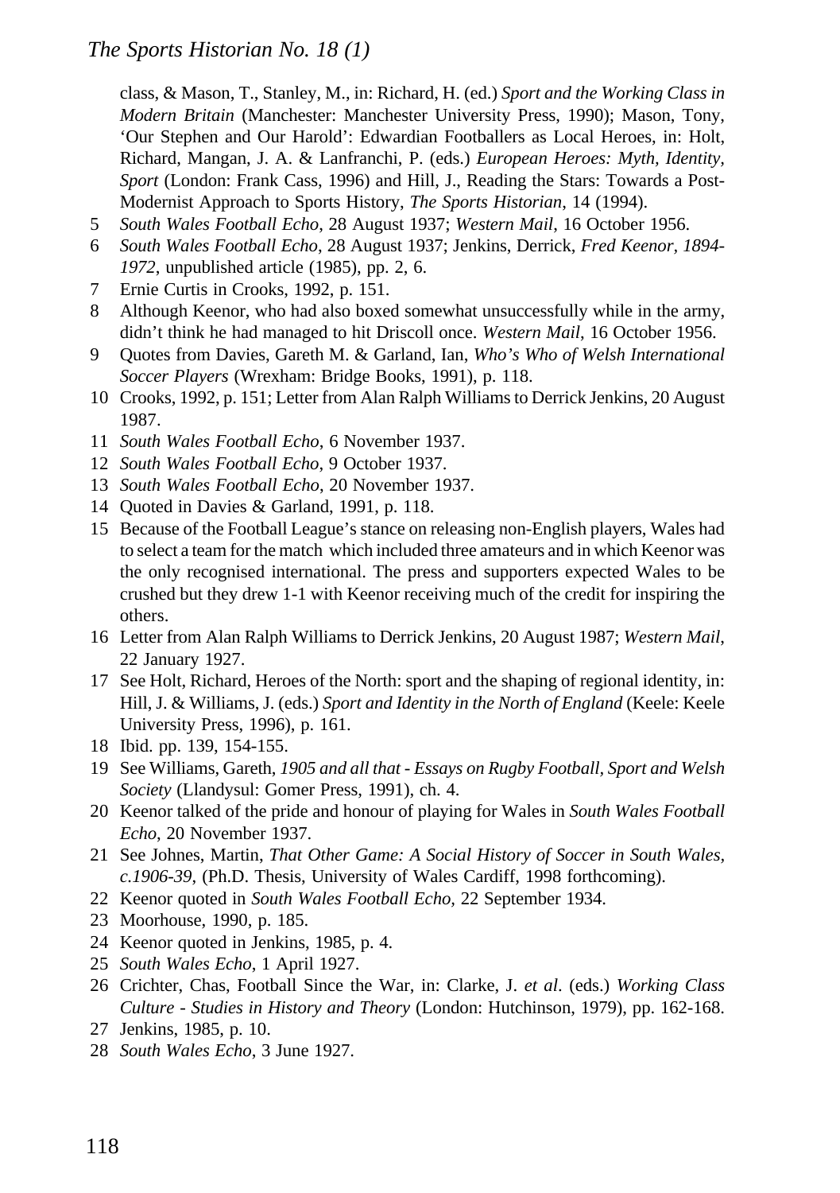class, & Mason, T., Stanley, M., in: Richard, H. (ed.) *Sport and the Working Class in Modern Britain* (Manchester: Manchester University Press, 1990); Mason, Tony, 'Our Stephen and Our Harold': Edwardian Footballers as Local Heroes, in: Holt, Richard, Mangan, J. A. & Lanfranchi, P. (eds.) *European Heroes: Myth, Identity, Sport* (London: Frank Cass, 1996) and Hill, J., Reading the Stars: Towards a Post-Modernist Approach to Sports History, *The Sports Historian*, 14 (1994).

5 *South Wales Football Echo*, 28 August 1937; *Western Mail*, 16 October 1956.

6 *South Wales Football Echo*, 28 August 1937; Jenkins, Derrick, *Fred Keenor, 1894-1972*, unpublished article (1985), pp. 2, 6.

7 Ernie Curtis in Crooks, 1992, p. 151.

8 Although Keenor, who had also boxed somewhat unsuccessfully while in the army, didn't think he had managed to hit Driscoll once. *Western Mail*, 16 October 1956.

9 Quotes from Davies, Gareth M. & Garland, Ian, *Who's Who of Welsh International Soccer Players* (Wrexham: Bridge Books, 1991), p. 118.

10 Crooks, 1992, p. 151; Letter from Alan Ralph Williams to Derrick Jenkins, 20 August 1987.

11 *South Wales Football Echo*, 6 November 1937.

12 *South Wales Football Echo*, 9 October 1937.

13 *South Wales Football Echo*, 20 November 1937.

14 Quoted in Davies & Garland, 1991, p. 118.

15 Because of the Football League's stance on releasing non-English players, Wales had to select a team for the match which included three amateurs and in which Keenor was the only recognised international. The press and supporters expected Wales to be crushed but they drew 1-1 with Keenor receiving much of the credit for inspiring the others.

16 Letter from Alan Ralph Williams to Derrick Jenkins, 20 August 1987; *Western Mail*, 22 January 1927.

17 See Holt, Richard, Heroes of the North: sport and the shaping of regional identity, in: Hill, J. & Williams, J. (eds.) *Sport and Identity in the North of England* (Keele: Keele University Press, 1996), p. 161.

18 Ibid. pp. 139, 154-155.

19 See Williams, Gareth, *1905 and all that - Essays on Rugby Football, Sport and Welsh Society* (Llandysul: Gomer Press, 1991), ch. 4.

20 Keenor talked of the pride and honour of playing for Wales in *South Wales Football Echo*, 20 November 1937.

21 See Johnes, Martin, *That Other Game: A Social History of Soccer in South Wales, c.1906-39*, (Ph.D. Thesis, University of Wales Cardiff, 1998 forthcoming).

22 Keenor quoted in *South Wales Football Echo*, 22 September 1934.

23 Moorhouse, 1990, p. 185.

24 Keenor quoted in Jenkins, 1985, p. 4.

25 *South Wales Echo*, 1 April 1927.

26 Crichter, Chas, Football Since the War, in: Clarke, J. *et al*. (eds.) *Working Class Culture - Studies in History and Theory* (London: Hutchinson, 1979), pp. 162-168.

27 Jenkins, 1985, p. 10.

28 *South Wales Echo*, 3 June 1927.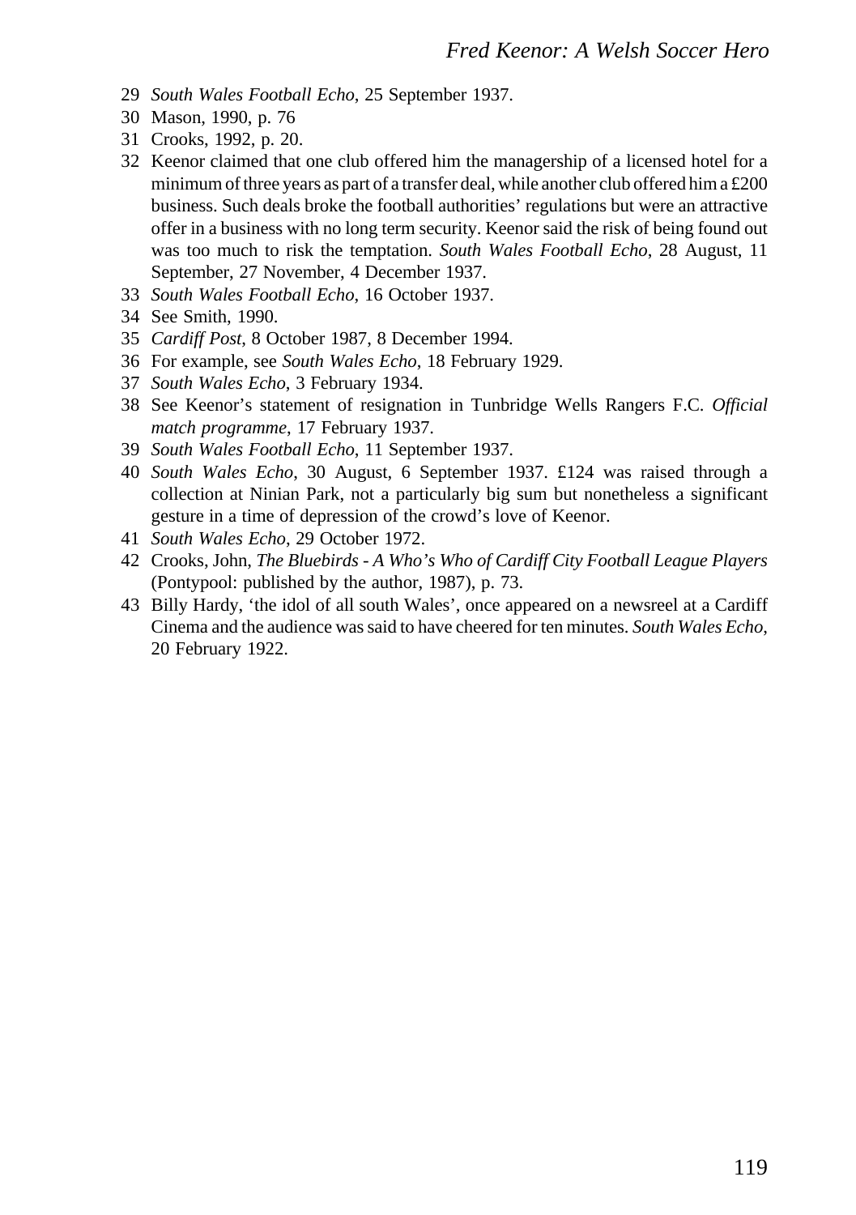29 *South Wales Football Echo*, 25 September 1937.

30 Mason, 1990, p. 76

31 Crooks, 1992, p. 20.

32 Keenor claimed that one club offered him the managership of a licensed hotel for a minimum of three years as part of a transfer deal, while another club offered him a £200 business. Such deals broke the football authorities' regulations but were an attractive offer in a business with no long term security. Keenor said the risk of being found out was too much to risk the temptation. *South Wales Football Echo*, 28 August, 11 September, 27 November, 4 December 1937.

33 *South Wales Football Echo*, 16 October 1937.

34 See Smith, 1990.

35 *Cardiff Post*, 8 October 1987, 8 December 1994.

36 For example, see *South Wales Echo*, 18 February 1929.

37 *South Wales Echo*, 3 February 1934.

38 See Keenor's statement of resignation in Tunbridge Wells Rangers F.C. *Official match programme*, 17 February 1937.

39 *South Wales Football Echo*, 11 September 1937.

40 *South Wales Echo*, 30 August, 6 September 1937. £124 was raised through a collection at Ninian Park, not a particularly big sum but nonetheless a significant gesture in a time of depression of the crowd's love of Keenor.

41 *South Wales Echo*, 29 October 1972.

42 Crooks, John, *The Bluebirds - A Who's Who of Cardiff City Football League Players* (Pontypool: published by the author, 1987), p. 73.

43 Billy Hardy, 'the idol of all south Wales', once appeared on a newsreel at a Cardiff Cinema and the audience was said to have cheered for ten minutes. *South Wales Echo*, 20 February 1922.